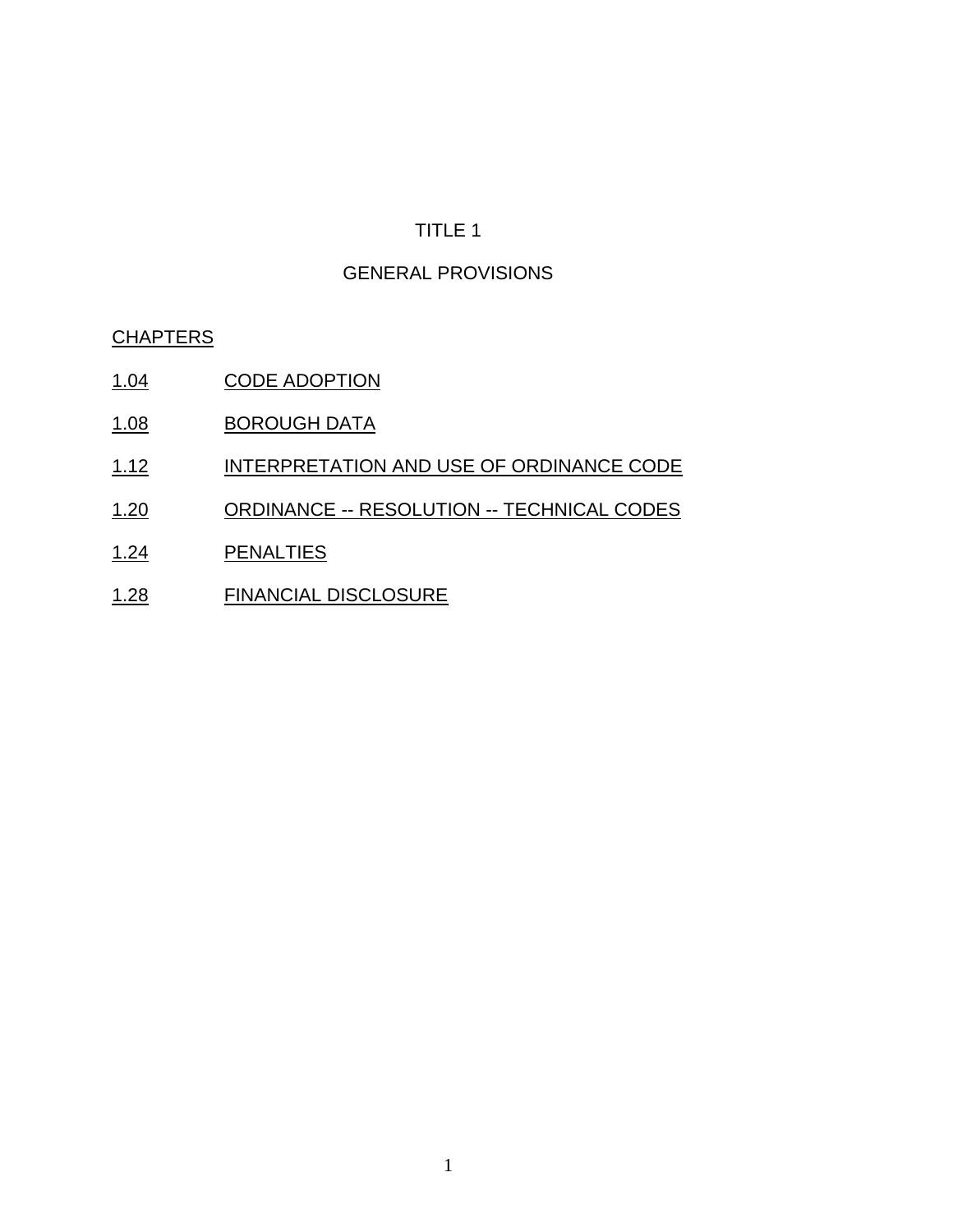# TITLE 1

## GENERAL PROVISIONS

CHAPTERS

| | |
|---|---|
| 1.04 | CODE ADOPTION |
| 1.08 | BOROUGH DATA |
| 1.12 | INTERPRETATION AND USE OF ORDINANCE CODE |
| 1.20 | ORDINANCE -- RESOLUTION -- TECHNICAL CODES |
| 1.24 | PENALTIES |
| 1.28 | FINANCIAL DISCLOSURE |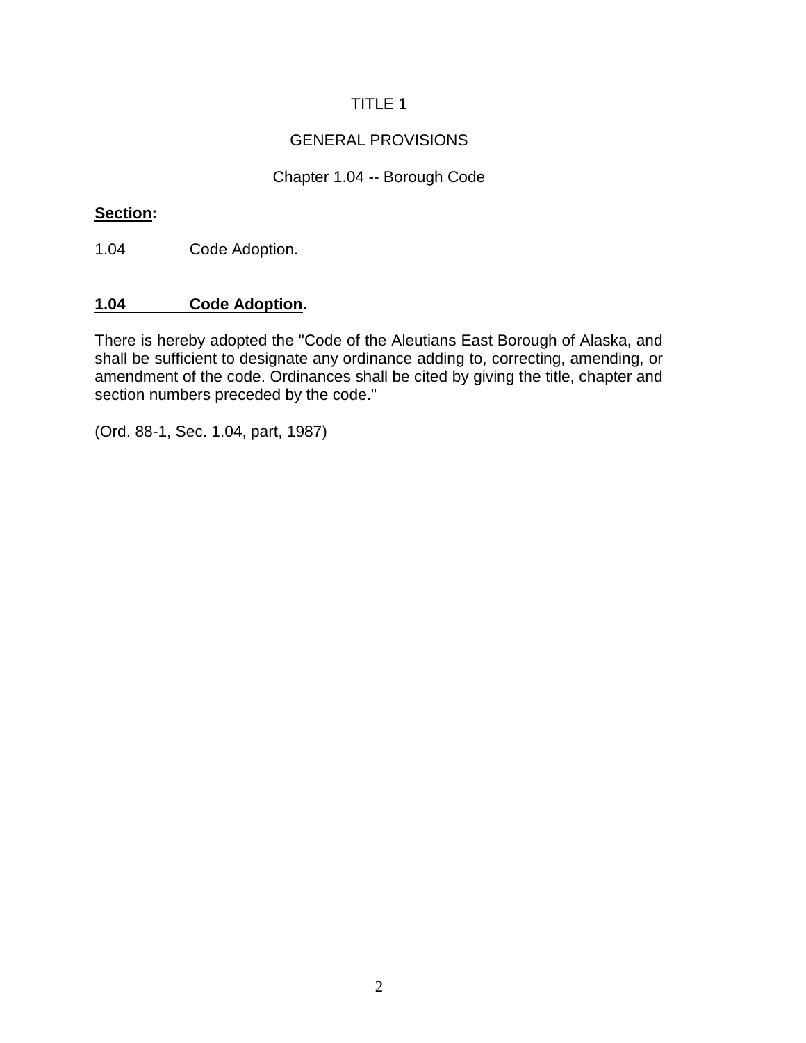# TITLE 1

## GENERAL PROVISIONS

### Chapter 1.04 -- Borough Code

**Section:**

1.04 Code Adoption.

**1.04 Code Adoption.**

There is hereby adopted the "Code of the Aleutians East Borough of Alaska, and shall be sufficient to designate any ordinance adding to, correcting, amending, or amendment of the code. Ordinances shall be cited by giving the title, chapter and section numbers preceded by the code."

(Ord. 88-1, Sec. 1.04, part, 1987)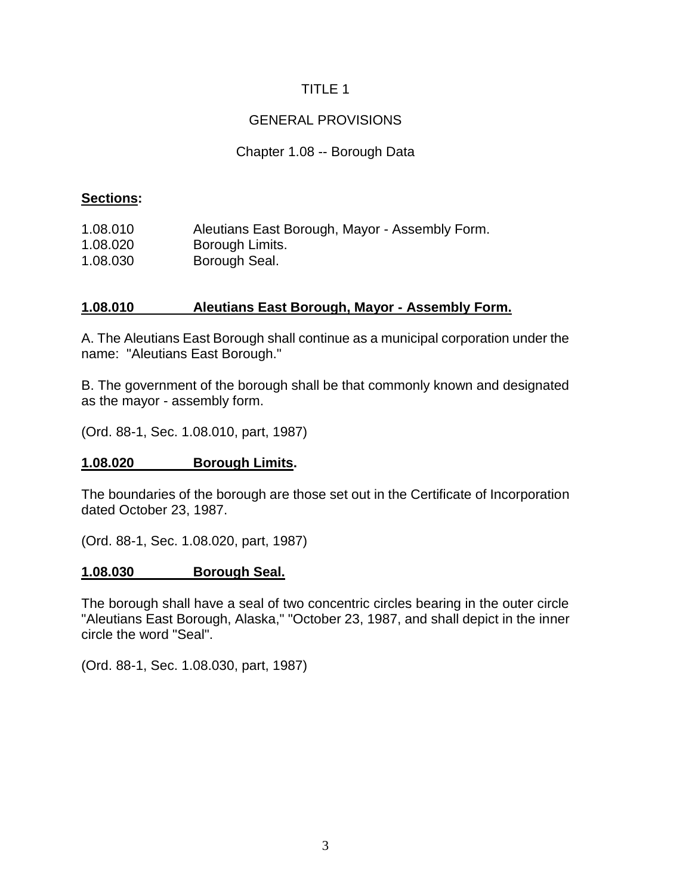# TITLE 1

## GENERAL PROVISIONS

### Chapter 1.08 -- Borough Data

**Sections:**

1.08.010 Aleutians East Borough, Mayor - Assembly Form.
1.08.020 Borough Limits.
1.08.030 Borough Seal.

**1.08.010 Aleutians East Borough, Mayor - Assembly Form.**

A. The Aleutians East Borough shall continue as a municipal corporation under the name: "Aleutians East Borough."

B. The government of the borough shall be that commonly known and designated as the mayor - assembly form.

(Ord. 88-1, Sec. 1.08.010, part, 1987)

**1.08.020 Borough Limits.**

The boundaries of the borough are those set out in the Certificate of Incorporation dated October 23, 1987.

(Ord. 88-1, Sec. 1.08.020, part, 1987)

**1.08.030 Borough Seal.**

The borough shall have a seal of two concentric circles bearing in the outer circle "Aleutians East Borough, Alaska," "October 23, 1987, and shall depict in the inner circle the word "Seal".

(Ord. 88-1, Sec. 1.08.030, part, 1987)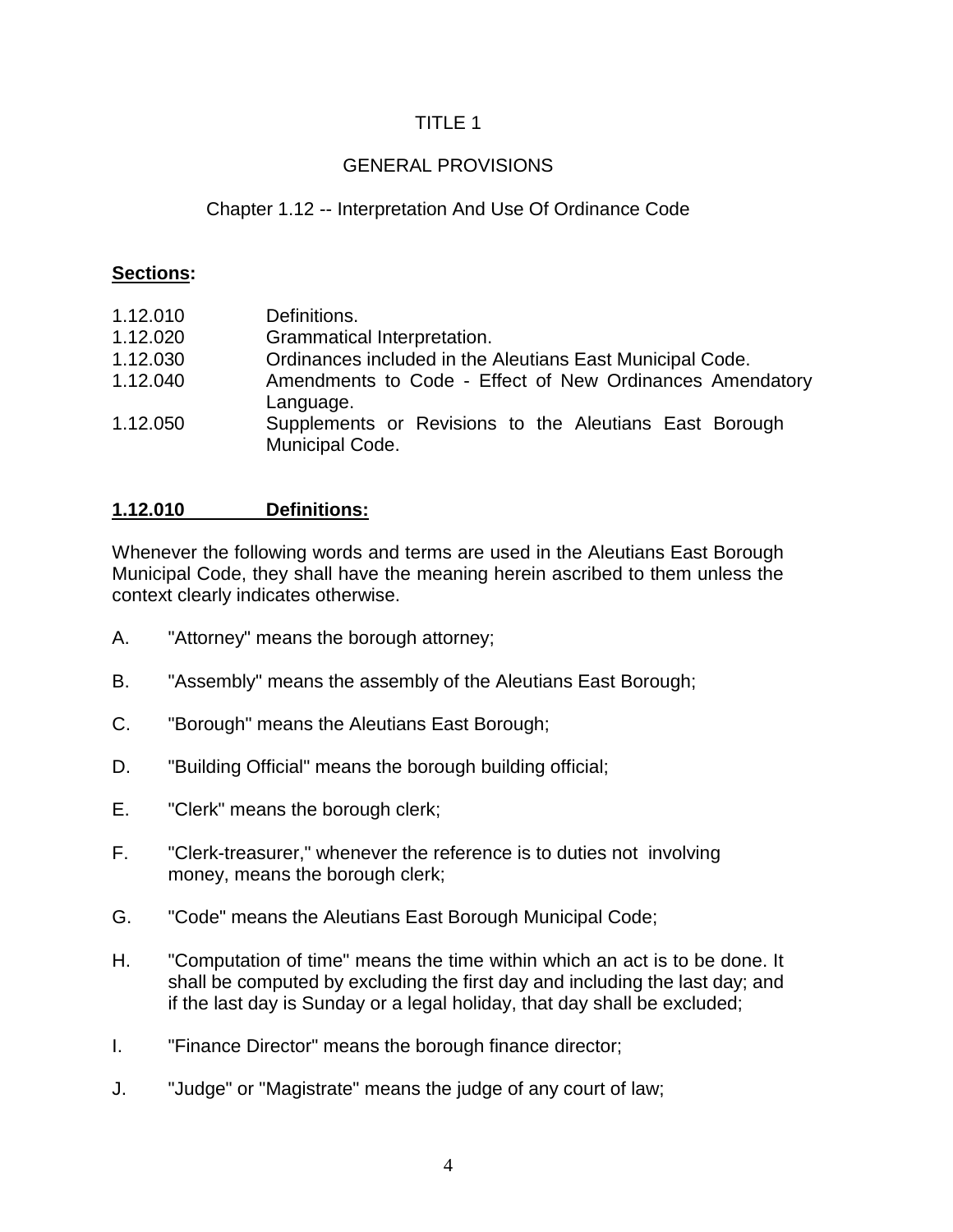# TITLE 1

## GENERAL PROVISIONS

### Chapter 1.12 -- Interpretation And Use Of Ordinance Code

**Sections:**

| | |
|---|---|
| 1.12.010 | Definitions. |
| 1.12.020 | Grammatical Interpretation. |
| 1.12.030 | Ordinances included in the Aleutians East Municipal Code. |
| 1.12.040 | Amendments to Code - Effect of New Ordinances Amendatory Language. |
| 1.12.050 | Supplements or Revisions to the Aleutians East Borough Municipal Code. |

**1.12.010 Definitions:**

Whenever the following words and terms are used in the Aleutians East Borough Municipal Code, they shall have the meaning herein ascribed to them unless the context clearly indicates otherwise.

A. "Attorney" means the borough attorney;

B. "Assembly" means the assembly of the Aleutians East Borough;

C. "Borough" means the Aleutians East Borough;

D. "Building Official" means the borough building official;

E. "Clerk" means the borough clerk;

F. "Clerk-treasurer," whenever the reference is to duties not involving money, means the borough clerk;

G. "Code" means the Aleutians East Borough Municipal Code;

H. "Computation of time" means the time within which an act is to be done. It shall be computed by excluding the first day and including the last day; and if the last day is Sunday or a legal holiday, that day shall be excluded;

I. "Finance Director" means the borough finance director;

J. "Judge" or "Magistrate" means the judge of any court of law;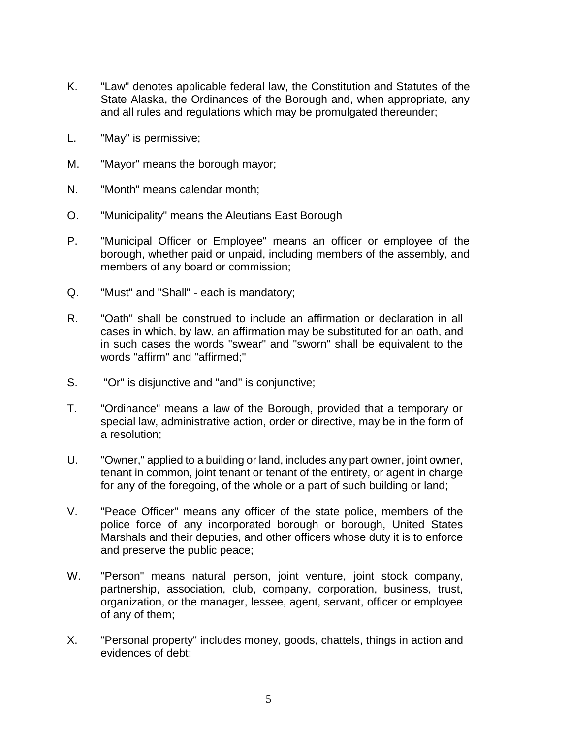K. "Law" denotes applicable federal law, the Constitution and Statutes of the State Alaska, the Ordinances of the Borough and, when appropriate, any and all rules and regulations which may be promulgated thereunder;

L. "May" is permissive;

M. "Mayor" means the borough mayor;

N. "Month" means calendar month;

O. "Municipality" means the Aleutians East Borough

P. "Municipal Officer or Employee" means an officer or employee of the borough, whether paid or unpaid, including members of the assembly, and members of any board or commission;

Q. "Must" and "Shall" - each is mandatory;

R. "Oath" shall be construed to include an affirmation or declaration in all cases in which, by law, an affirmation may be substituted for an oath, and in such cases the words "swear" and "sworn" shall be equivalent to the words "affirm" and "affirmed;"

S. "Or" is disjunctive and "and" is conjunctive;

T. "Ordinance" means a law of the Borough, provided that a temporary or special law, administrative action, order or directive, may be in the form of a resolution;

U. "Owner," applied to a building or land, includes any part owner, joint owner, tenant in common, joint tenant or tenant of the entirety, or agent in charge for any of the foregoing, of the whole or a part of such building or land;

V. "Peace Officer" means any officer of the state police, members of the police force of any incorporated borough or borough, United States Marshals and their deputies, and other officers whose duty it is to enforce and preserve the public peace;

W. "Person" means natural person, joint venture, joint stock company, partnership, association, club, company, corporation, business, trust, organization, or the manager, lessee, agent, servant, officer or employee of any of them;

X. "Personal property" includes money, goods, chattels, things in action and evidences of debt;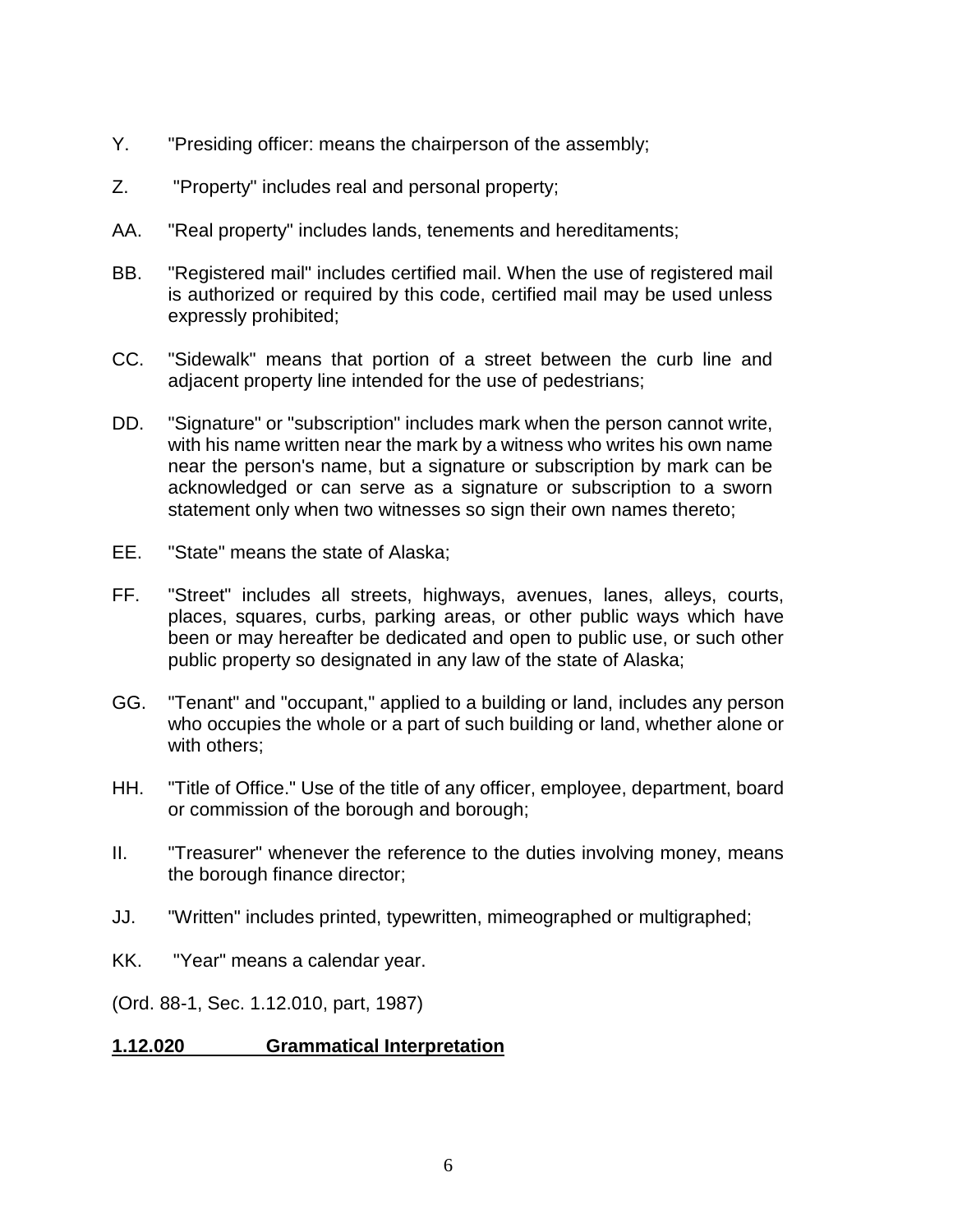Y. "Presiding officer: means the chairperson of the assembly;

Z. "Property" includes real and personal property;

AA. "Real property" includes lands, tenements and hereditaments;

BB. "Registered mail" includes certified mail. When the use of registered mail is authorized or required by this code, certified mail may be used unless expressly prohibited;

CC. "Sidewalk" means that portion of a street between the curb line and adjacent property line intended for the use of pedestrians;

DD. "Signature" or "subscription" includes mark when the person cannot write, with his name written near the mark by a witness who writes his own name near the person's name, but a signature or subscription by mark can be acknowledged or can serve as a signature or subscription to a sworn statement only when two witnesses so sign their own names thereto;

EE. "State" means the state of Alaska;

FF. "Street" includes all streets, highways, avenues, lanes, alleys, courts, places, squares, curbs, parking areas, or other public ways which have been or may hereafter be dedicated and open to public use, or such other public property so designated in any law of the state of Alaska;

GG. "Tenant" and "occupant," applied to a building or land, includes any person who occupies the whole or a part of such building or land, whether alone or with others;

HH. "Title of Office." Use of the title of any officer, employee, department, board or commission of the borough and borough;

II. "Treasurer" whenever the reference to the duties involving money, means the borough finance director;

JJ. "Written" includes printed, typewritten, mimeographed or multigraphed;

KK. "Year" means a calendar year.

(Ord. 88-1, Sec. 1.12.010, part, 1987)

**1.12.020 Grammatical Interpretation**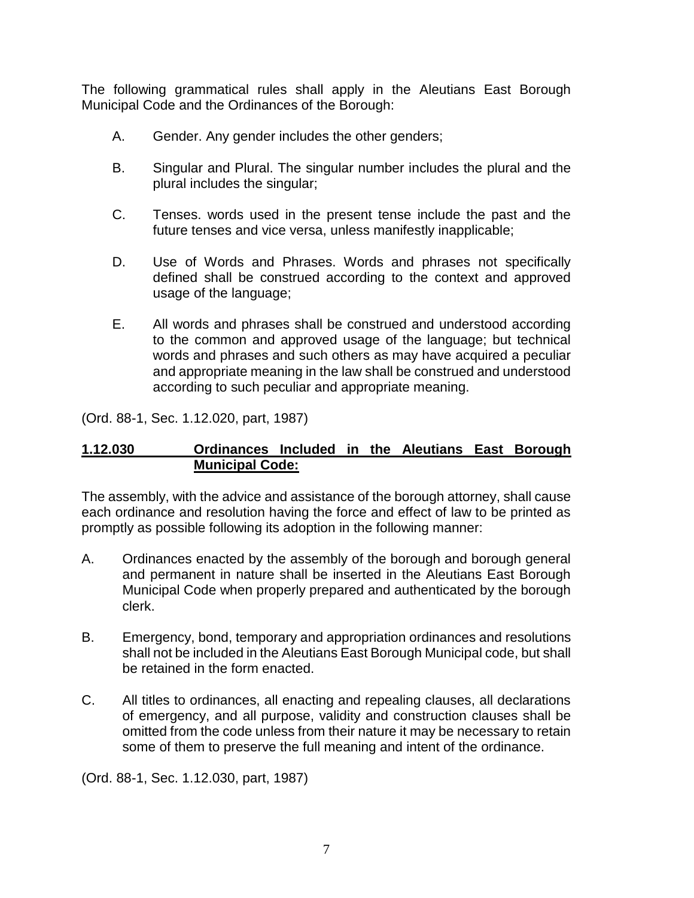The following grammatical rules shall apply in the Aleutians East Borough Municipal Code and the Ordinances of the Borough:

A. Gender. Any gender includes the other genders;

B. Singular and Plural. The singular number includes the plural and the plural includes the singular;

C. Tenses. words used in the present tense include the past and the future tenses and vice versa, unless manifestly inapplicable;

D. Use of Words and Phrases. Words and phrases not specifically defined shall be construed according to the context and approved usage of the language;

E. All words and phrases shall be construed and understood according to the common and approved usage of the language; but technical words and phrases and such others as may have acquired a peculiar and appropriate meaning in the law shall be construed and understood according to such peculiar and appropriate meaning.

(Ord. 88-1, Sec. 1.12.020, part, 1987)

### 1.12.030 Ordinances Included in the Aleutians East Borough Municipal Code:

The assembly, with the advice and assistance of the borough attorney, shall cause each ordinance and resolution having the force and effect of law to be printed as promptly as possible following its adoption in the following manner:

A. Ordinances enacted by the assembly of the borough and borough general and permanent in nature shall be inserted in the Aleutians East Borough Municipal Code when properly prepared and authenticated by the borough clerk.

B. Emergency, bond, temporary and appropriation ordinances and resolutions shall not be included in the Aleutians East Borough Municipal code, but shall be retained in the form enacted.

C. All titles to ordinances, all enacting and repealing clauses, all declarations of emergency, and all purpose, validity and construction clauses shall be omitted from the code unless from their nature it may be necessary to retain some of them to preserve the full meaning and intent of the ordinance.

(Ord. 88-1, Sec. 1.12.030, part, 1987)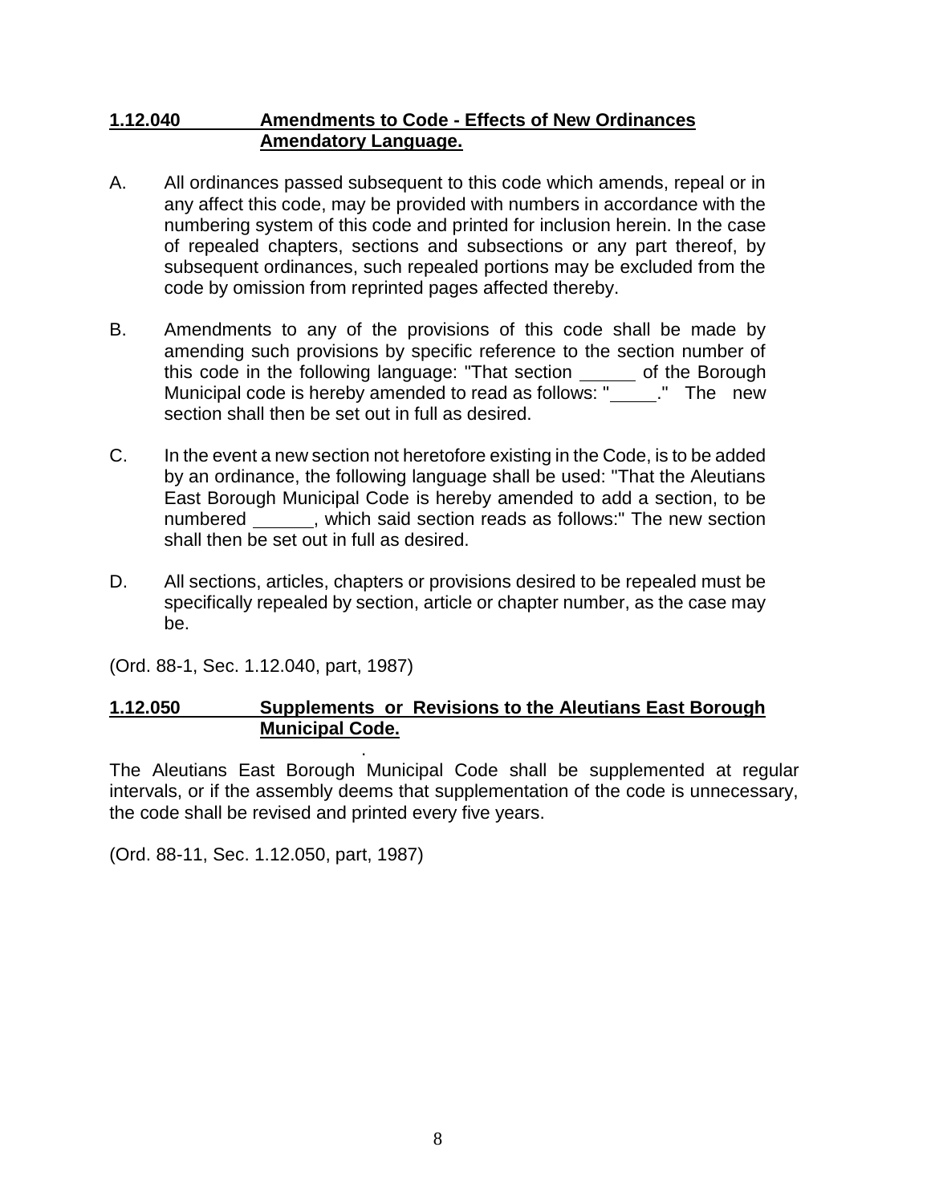### 1.12.040 Amendments to Code - Effects of New Ordinances Amendatory Language.

A. All ordinances passed subsequent to this code which amends, repeal or in any affect this code, may be provided with numbers in accordance with the numbering system of this code and printed for inclusion herein. In the case of repealed chapters, sections and subsections or any part thereof, by subsequent ordinances, such repealed portions may be excluded from the code by omission from reprinted pages affected thereby.

B. Amendments to any of the provisions of this code shall be made by amending such provisions by specific reference to the section number of this code in the following language: "That section ______ of the Borough Municipal code is hereby amended to read as follows: "_____." The new section shall then be set out in full as desired.

C. In the event a new section not heretofore existing in the Code, is to be added by an ordinance, the following language shall be used: "That the Aleutians East Borough Municipal Code is hereby amended to add a section, to be numbered ______, which said section reads as follows:" The new section shall then be set out in full as desired.

D. All sections, articles, chapters or provisions desired to be repealed must be specifically repealed by section, article or chapter number, as the case may be.

(Ord. 88-1, Sec. 1.12.040, part, 1987)

### 1.12.050 Supplements or Revisions to the Aleutians East Borough Municipal Code.

The Aleutians East Borough Municipal Code shall be supplemented at regular intervals, or if the assembly deems that supplementation of the code is unnecessary, the code shall be revised and printed every five years.

(Ord. 88-11, Sec. 1.12.050, part, 1987)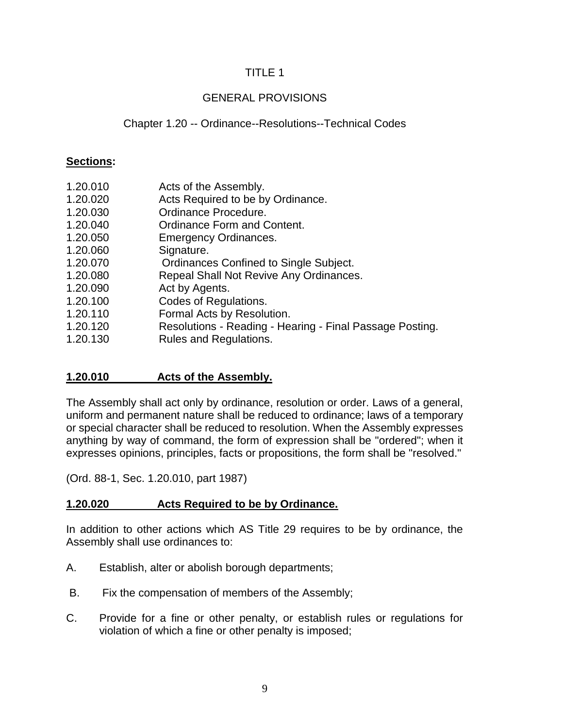TITLE 1

GENERAL PROVISIONS

Chapter 1.20 -- Ordinance--Resolutions--Technical Codes

**Sections:**

| | |
|---|---|
| 1.20.010 | Acts of the Assembly. |
| 1.20.020 | Acts Required to be by Ordinance. |
| 1.20.030 | Ordinance Procedure. |
| 1.20.040 | Ordinance Form and Content. |
| 1.20.050 | Emergency Ordinances. |
| 1.20.060 | Signature. |
| 1.20.070 | Ordinances Confined to Single Subject. |
| 1.20.080 | Repeal Shall Not Revive Any Ordinances. |
| 1.20.090 | Act by Agents. |
| 1.20.100 | Codes of Regulations. |
| 1.20.110 | Formal Acts by Resolution. |
| 1.20.120 | Resolutions - Reading - Hearing - Final Passage Posting. |
| 1.20.130 | Rules and Regulations. |

**1.20.010 Acts of the Assembly.**

The Assembly shall act only by ordinance, resolution or order. Laws of a general, uniform and permanent nature shall be reduced to ordinance; laws of a temporary or special character shall be reduced to resolution. When the Assembly expresses anything by way of command, the form of expression shall be "ordered"; when it expresses opinions, principles, facts or propositions, the form shall be "resolved."

(Ord. 88-1, Sec. 1.20.010, part 1987)

**1.20.020 Acts Required to be by Ordinance.**

In addition to other actions which AS Title 29 requires to be by ordinance, the Assembly shall use ordinances to:

A. Establish, alter or abolish borough departments;

B. Fix the compensation of members of the Assembly;

C. Provide for a fine or other penalty, or establish rules or regulations for violation of which a fine or other penalty is imposed;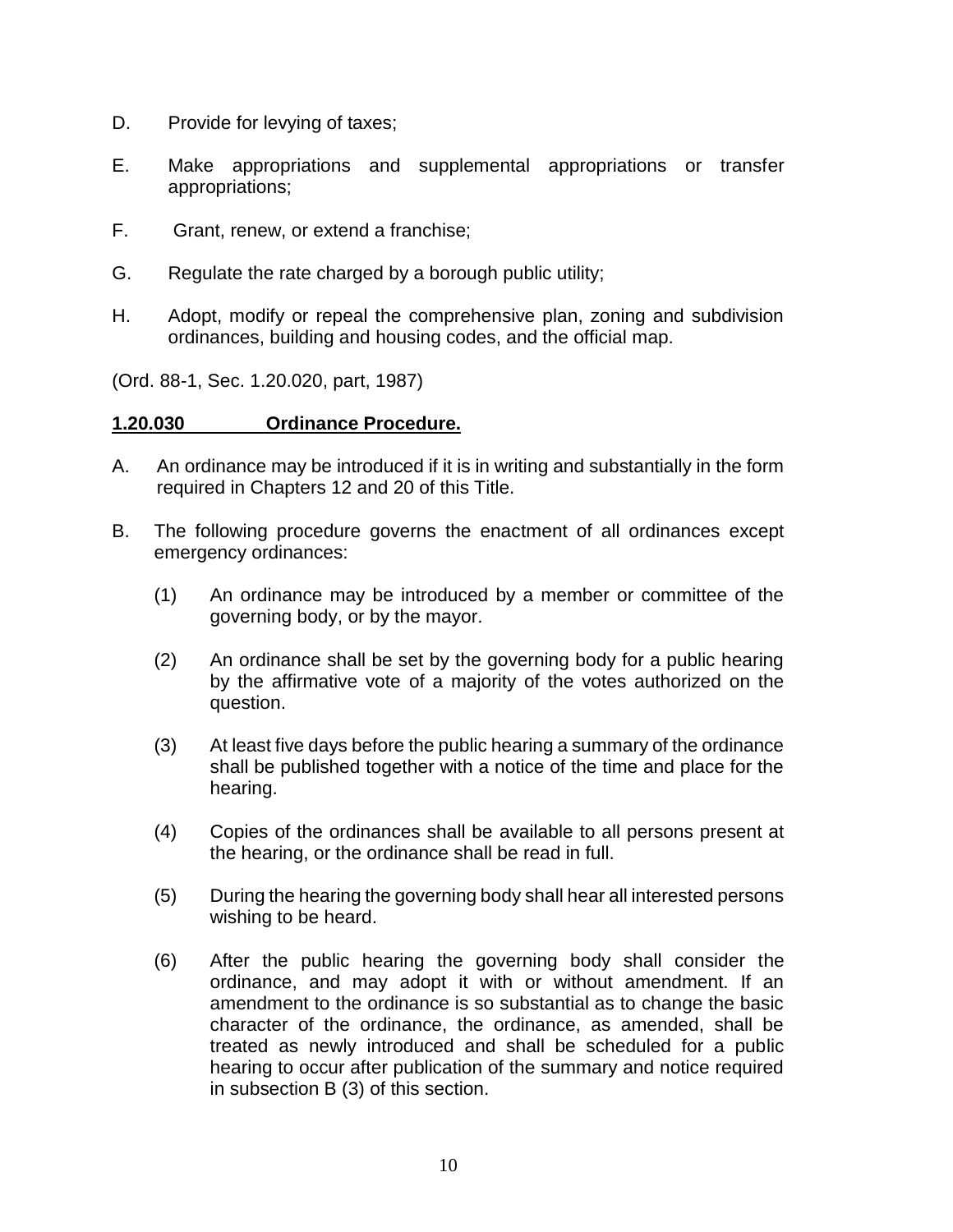D. Provide for levying of taxes;

E. Make appropriations and supplemental appropriations or transfer appropriations;

F. Grant, renew, or extend a franchise;

G. Regulate the rate charged by a borough public utility;

H. Adopt, modify or repeal the comprehensive plan, zoning and subdivision ordinances, building and housing codes, and the official map.

(Ord. 88-1, Sec. 1.20.020, part, 1987)

**1.20.030 Ordinance Procedure.**

A. An ordinance may be introduced if it is in writing and substantially in the form required in Chapters 12 and 20 of this Title.

B. The following procedure governs the enactment of all ordinances except emergency ordinances:

   (1) An ordinance may be introduced by a member or committee of the governing body, or by the mayor.

   (2) An ordinance shall be set by the governing body for a public hearing by the affirmative vote of a majority of the votes authorized on the question.

   (3) At least five days before the public hearing a summary of the ordinance shall be published together with a notice of the time and place for the hearing.

   (4) Copies of the ordinances shall be available to all persons present at the hearing, or the ordinance shall be read in full.

   (5) During the hearing the governing body shall hear all interested persons wishing to be heard.

   (6) After the public hearing the governing body shall consider the ordinance, and may adopt it with or without amendment. If an amendment to the ordinance is so substantial as to change the basic character of the ordinance, the ordinance, as amended, shall be treated as newly introduced and shall be scheduled for a public hearing to occur after publication of the summary and notice required in subsection B (3) of this section.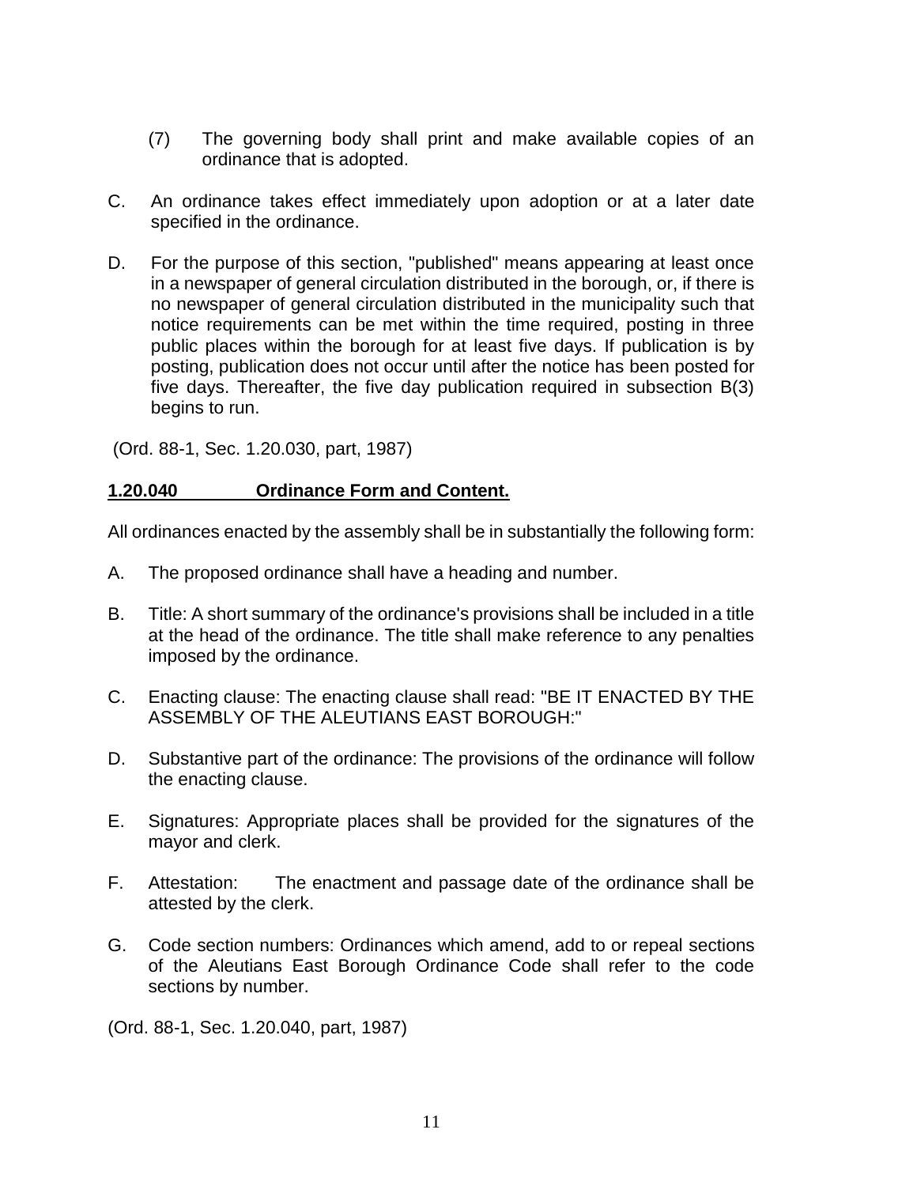(7) The governing body shall print and make available copies of an ordinance that is adopted.

C. An ordinance takes effect immediately upon adoption or at a later date specified in the ordinance.

D. For the purpose of this section, "published" means appearing at least once in a newspaper of general circulation distributed in the borough, or, if there is no newspaper of general circulation distributed in the municipality such that notice requirements can be met within the time required, posting in three public places within the borough for at least five days. If publication is by posting, publication does not occur until after the notice has been posted for five days. Thereafter, the five day publication required in subsection B(3) begins to run.

(Ord. 88-1, Sec. 1.20.030, part, 1987)

**1.20.040 Ordinance Form and Content.**

All ordinances enacted by the assembly shall be in substantially the following form:

A. The proposed ordinance shall have a heading and number.

B. Title: A short summary of the ordinance's provisions shall be included in a title at the head of the ordinance. The title shall make reference to any penalties imposed by the ordinance.

C. Enacting clause: The enacting clause shall read: "BE IT ENACTED BY THE ASSEMBLY OF THE ALEUTIANS EAST BOROUGH:"

D. Substantive part of the ordinance: The provisions of the ordinance will follow the enacting clause.

E. Signatures: Appropriate places shall be provided for the signatures of the mayor and clerk.

F. Attestation: The enactment and passage date of the ordinance shall be attested by the clerk.

G. Code section numbers: Ordinances which amend, add to or repeal sections of the Aleutians East Borough Ordinance Code shall refer to the code sections by number.

(Ord. 88-1, Sec. 1.20.040, part, 1987)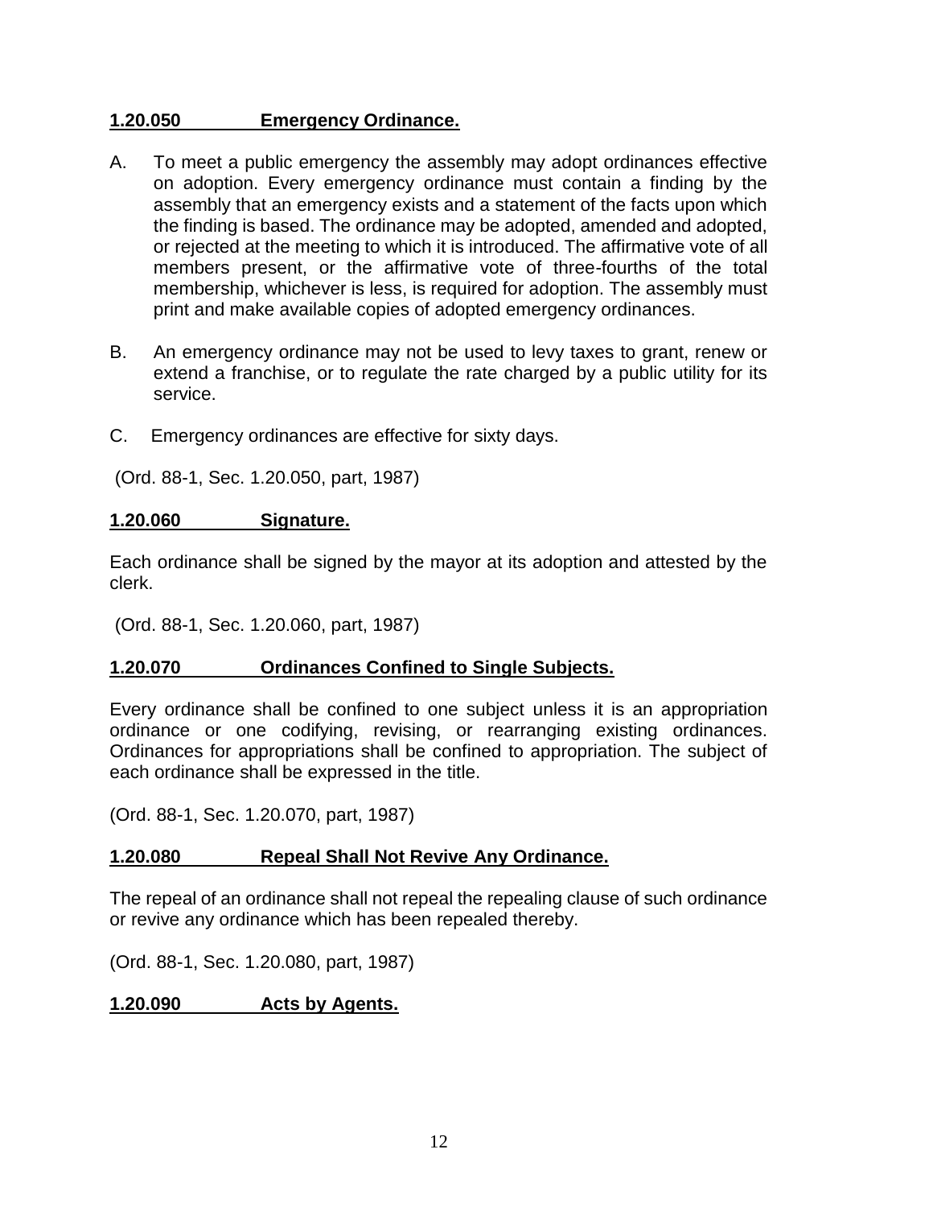**1.20.050 Emergency Ordinance.**

A. To meet a public emergency the assembly may adopt ordinances effective on adoption. Every emergency ordinance must contain a finding by the assembly that an emergency exists and a statement of the facts upon which the finding is based. The ordinance may be adopted, amended and adopted, or rejected at the meeting to which it is introduced. The affirmative vote of all members present, or the affirmative vote of three-fourths of the total membership, whichever is less, is required for adoption. The assembly must print and make available copies of adopted emergency ordinances.

B. An emergency ordinance may not be used to levy taxes to grant, renew or extend a franchise, or to regulate the rate charged by a public utility for its service.

C. Emergency ordinances are effective for sixty days.

(Ord. 88-1, Sec. 1.20.050, part, 1987)

**1.20.060 Signature.**

Each ordinance shall be signed by the mayor at its adoption and attested by the clerk.

(Ord. 88-1, Sec. 1.20.060, part, 1987)

**1.20.070 Ordinances Confined to Single Subjects.**

Every ordinance shall be confined to one subject unless it is an appropriation ordinance or one codifying, revising, or rearranging existing ordinances. Ordinances for appropriations shall be confined to appropriation. The subject of each ordinance shall be expressed in the title.

(Ord. 88-1, Sec. 1.20.070, part, 1987)

**1.20.080 Repeal Shall Not Revive Any Ordinance.**

The repeal of an ordinance shall not repeal the repealing clause of such ordinance or revive any ordinance which has been repealed thereby.

(Ord. 88-1, Sec. 1.20.080, part, 1987)

**1.20.090 Acts by Agents.**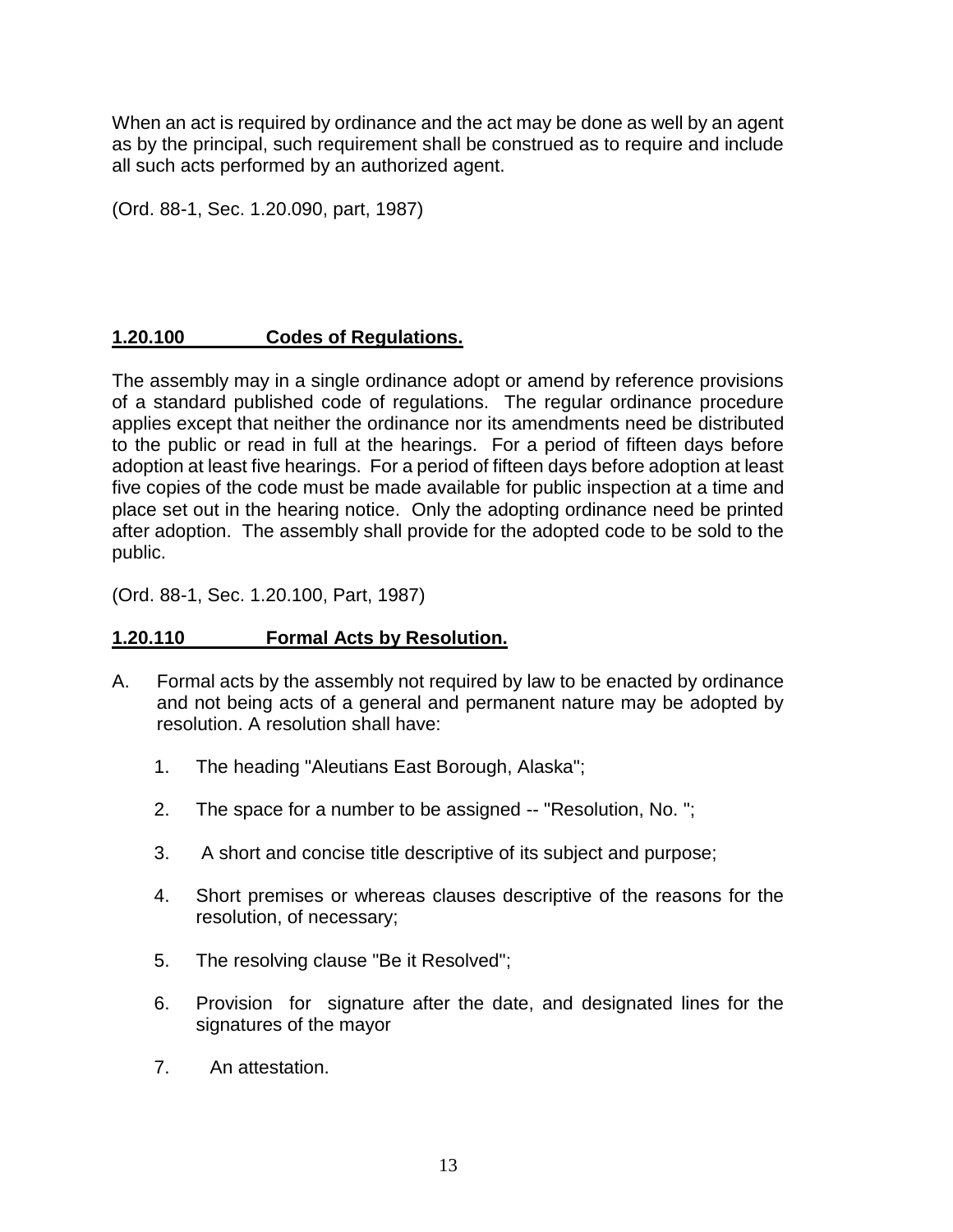When an act is required by ordinance and the act may be done as well by an agent as by the principal, such requirement shall be construed as to require and include all such acts performed by an authorized agent.

(Ord. 88-1, Sec. 1.20.090, part, 1987)

## **1.20.100 Codes of Regulations.**

The assembly may in a single ordinance adopt or amend by reference provisions of a standard published code of regulations. The regular ordinance procedure applies except that neither the ordinance nor its amendments need be distributed to the public or read in full at the hearings. For a period of fifteen days before adoption at least five hearings. For a period of fifteen days before adoption at least five copies of the code must be made available for public inspection at a time and place set out in the hearing notice. Only the adopting ordinance need be printed after adoption. The assembly shall provide for the adopted code to be sold to the public.

(Ord. 88-1, Sec. 1.20.100, Part, 1987)

## **1.20.110 Formal Acts by Resolution.**

A. Formal acts by the assembly not required by law to be enacted by ordinance and not being acts of a general and permanent nature may be adopted by resolution. A resolution shall have:

   1. The heading "Aleutians East Borough, Alaska";

   2. The space for a number to be assigned -- "Resolution, No. ";

   3. A short and concise title descriptive of its subject and purpose;

   4. Short premises or whereas clauses descriptive of the reasons for the resolution, of necessary;

   5. The resolving clause "Be it Resolved";

   6. Provision for signature after the date, and designated lines for the signatures of the mayor

   7. An attestation.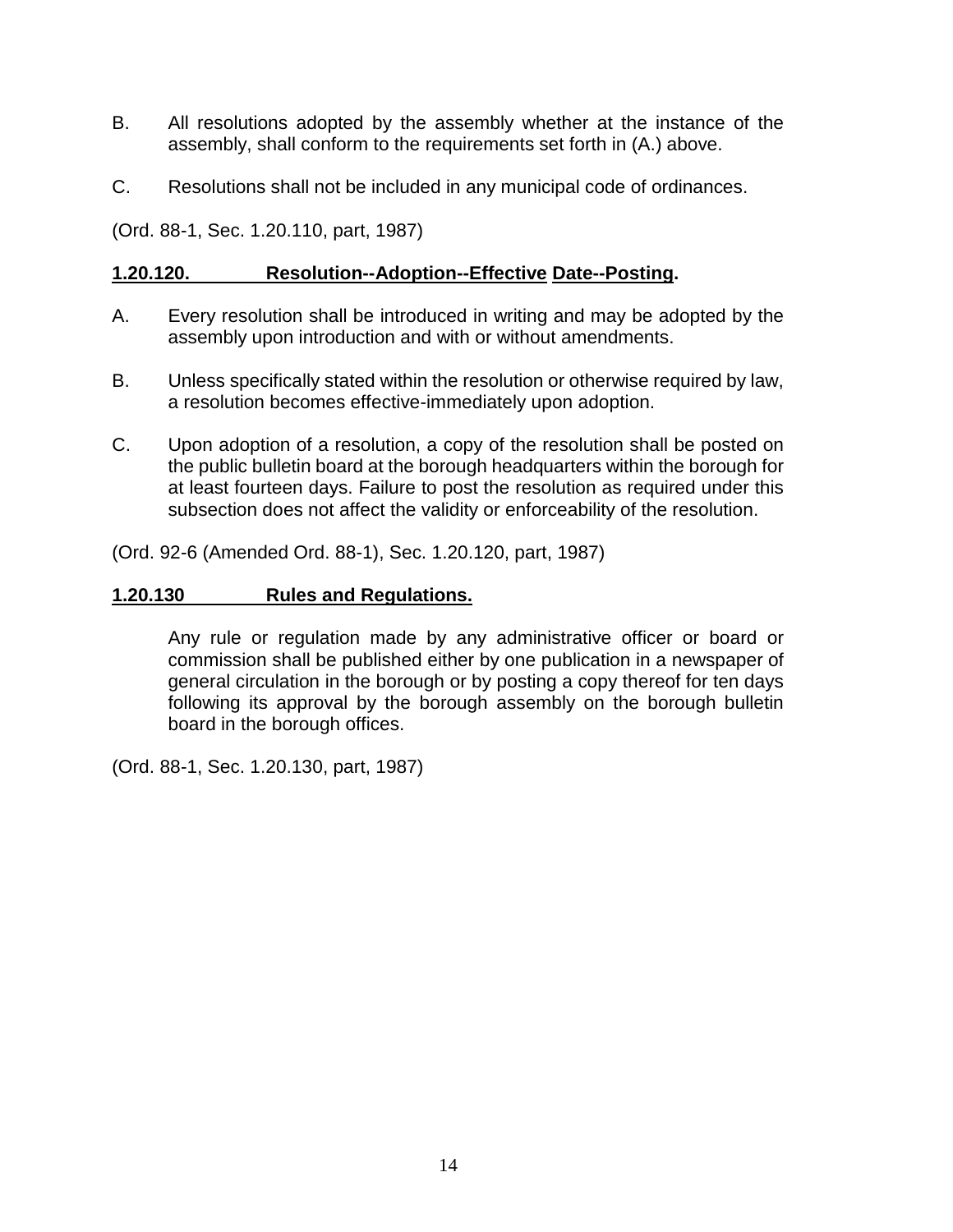B. All resolutions adopted by the assembly whether at the instance of the assembly, shall conform to the requirements set forth in (A.) above.

C. Resolutions shall not be included in any municipal code of ordinances.

(Ord. 88-1, Sec. 1.20.110, part, 1987)

**1.20.120. Resolution--Adoption--Effective Date--Posting.**

A. Every resolution shall be introduced in writing and may be adopted by the assembly upon introduction and with or without amendments.

B. Unless specifically stated within the resolution or otherwise required by law, a resolution becomes effective-immediately upon adoption.

C. Upon adoption of a resolution, a copy of the resolution shall be posted on the public bulletin board at the borough headquarters within the borough for at least fourteen days. Failure to post the resolution as required under this subsection does not affect the validity or enforceability of the resolution.

(Ord. 92-6 (Amended Ord. 88-1), Sec. 1.20.120, part, 1987)

**1.20.130 Rules and Regulations.**

Any rule or regulation made by any administrative officer or board or commission shall be published either by one publication in a newspaper of general circulation in the borough or by posting a copy thereof for ten days following its approval by the borough assembly on the borough bulletin board in the borough offices.

(Ord. 88-1, Sec. 1.20.130, part, 1987)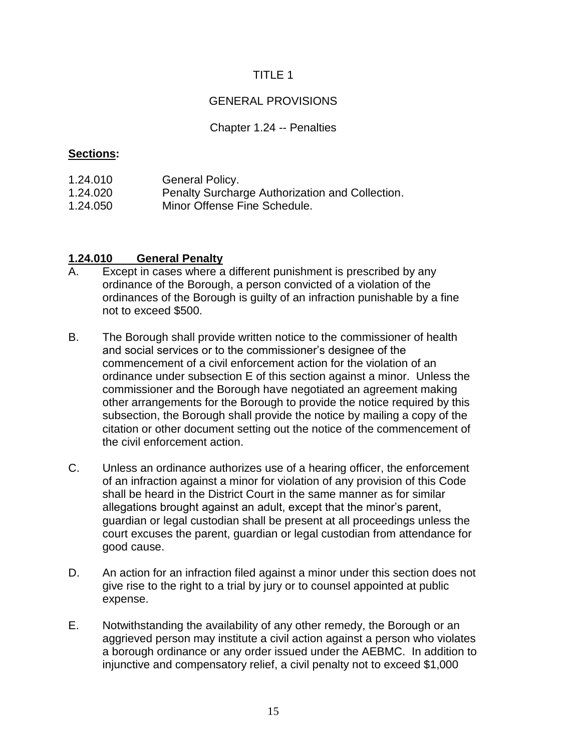# TITLE 1

## GENERAL PROVISIONS

### Chapter 1.24 -- Penalties

**Sections:**

1.24.010 General Policy.
1.24.020 Penalty Surcharge Authorization and Collection.
1.24.050 Minor Offense Fine Schedule.

**1.24.010 General Penalty**

A. Except in cases where a different punishment is prescribed by any ordinance of the Borough, a person convicted of a violation of the ordinances of the Borough is guilty of an infraction punishable by a fine not to exceed $500.

B. The Borough shall provide written notice to the commissioner of health and social services or to the commissioner's designee of the commencement of a civil enforcement action for the violation of an ordinance under subsection E of this section against a minor. Unless the commissioner and the Borough have negotiated an agreement making other arrangements for the Borough to provide the notice required by this subsection, the Borough shall provide the notice by mailing a copy of the citation or other document setting out the notice of the commencement of the civil enforcement action.

C. Unless an ordinance authorizes use of a hearing officer, the enforcement of an infraction against a minor for violation of any provision of this Code shall be heard in the District Court in the same manner as for similar allegations brought against an adult, except that the minor's parent, guardian or legal custodian shall be present at all proceedings unless the court excuses the parent, guardian or legal custodian from attendance for good cause.

D. An action for an infraction filed against a minor under this section does not give rise to the right to a trial by jury or to counsel appointed at public expense.

E. Notwithstanding the availability of any other remedy, the Borough or an aggrieved person may institute a civil action against a person who violates a borough ordinance or any order issued under the AEBMC. In addition to injunctive and compensatory relief, a civil penalty not to exceed $1,000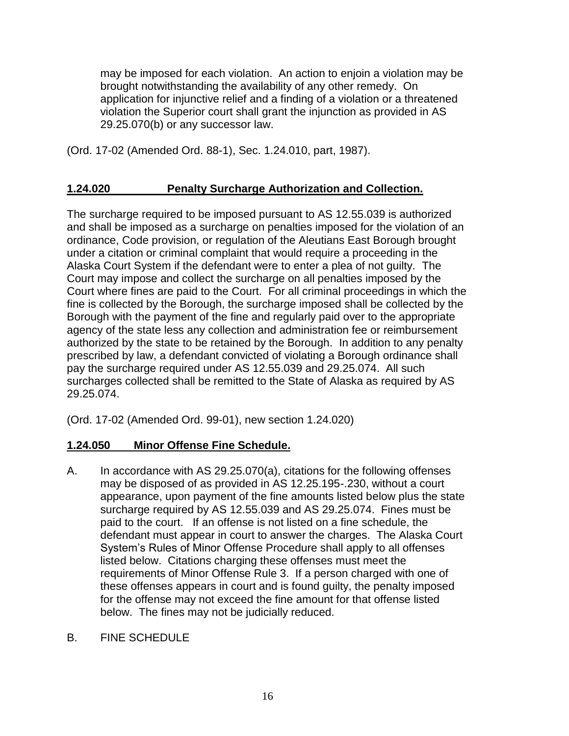may be imposed for each violation. An action to enjoin a violation may be brought notwithstanding the availability of any other remedy. On application for injunctive relief and a finding of a violation or a threatened violation the Superior court shall grant the injunction as provided in AS 29.25.070(b) or any successor law.

(Ord. 17-02 (Amended Ord. 88-1), Sec. 1.24.010, part, 1987).

## 1.24.020 Penalty Surcharge Authorization and Collection.

The surcharge required to be imposed pursuant to AS 12.55.039 is authorized and shall be imposed as a surcharge on penalties imposed for the violation of an ordinance, Code provision, or regulation of the Aleutians East Borough brought under a citation or criminal complaint that would require a proceeding in the Alaska Court System if the defendant were to enter a plea of not guilty. The Court may impose and collect the surcharge on all penalties imposed by the Court where fines are paid to the Court. For all criminal proceedings in which the fine is collected by the Borough, the surcharge imposed shall be collected by the Borough with the payment of the fine and regularly paid over to the appropriate agency of the state less any collection and administration fee or reimbursement authorized by the state to be retained by the Borough. In addition to any penalty prescribed by law, a defendant convicted of violating a Borough ordinance shall pay the surcharge required under AS 12.55.039 and 29.25.074. All such surcharges collected shall be remitted to the State of Alaska as required by AS 29.25.074.

(Ord. 17-02 (Amended Ord. 99-01), new section 1.24.020)

## 1.24.050 Minor Offense Fine Schedule.

A. In accordance with AS 29.25.070(a), citations for the following offenses may be disposed of as provided in AS 12.25.195-.230, without a court appearance, upon payment of the fine amounts listed below plus the state surcharge required by AS 12.55.039 and AS 29.25.074. Fines must be paid to the court. If an offense is not listed on a fine schedule, the defendant must appear in court to answer the charges. The Alaska Court System's Rules of Minor Offense Procedure shall apply to all offenses listed below. Citations charging these offenses must meet the requirements of Minor Offense Rule 3. If a person charged with one of these offenses appears in court and is found guilty, the penalty imposed for the offense may not exceed the fine amount for that offense listed below. The fines may not be judicially reduced.

B. FINE SCHEDULE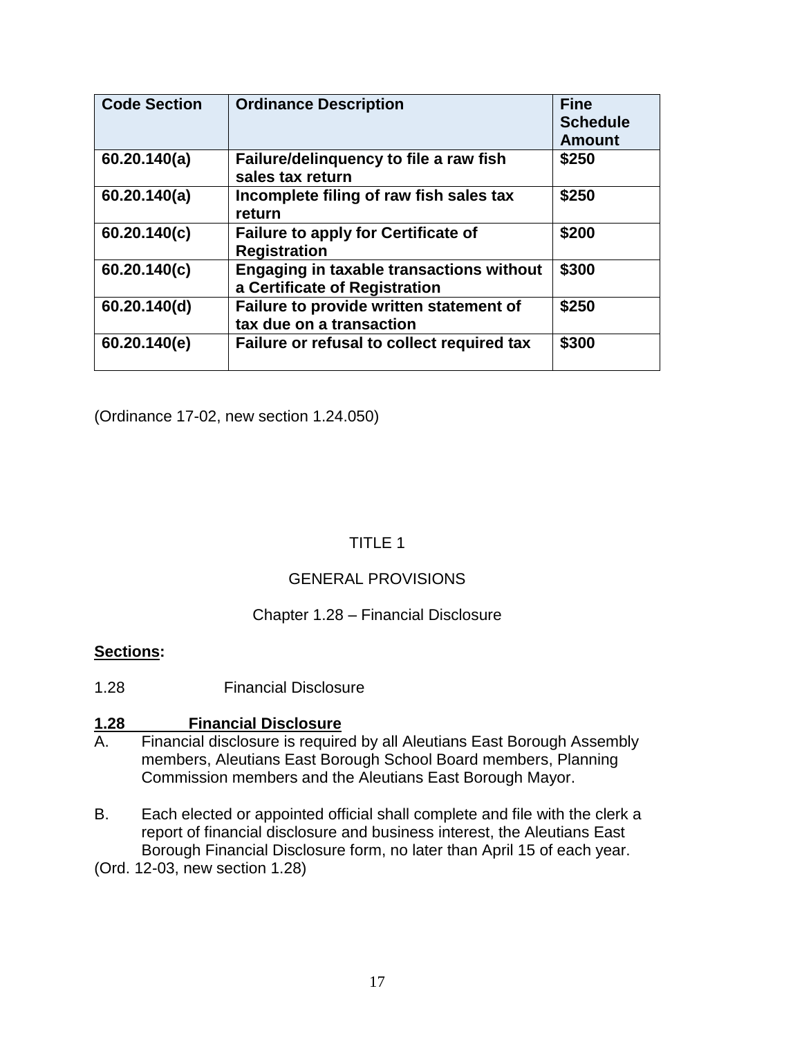| Code Section | Ordinance Description | Fine Schedule Amount |
|---|---|---|
| **60.20.140(a)** | **Failure/delinquency to file a raw fish sales tax return** | **$250** |
| **60.20.140(a)** | **Incomplete filing of raw fish sales tax return** | **$250** |
| **60.20.140(c)** | **Failure to apply for Certificate of Registration** | **$200** |
| **60.20.140(c)** | **Engaging in taxable transactions without a Certificate of Registration** | **$300** |
| **60.20.140(d)** | **Failure to provide written statement of tax due on a transaction** | **$250** |
| **60.20.140(e)** | **Failure or refusal to collect required tax** | **$300** |

(Ordinance 17-02, new section 1.24.050)

TITLE 1

GENERAL PROVISIONS

Chapter 1.28 – Financial Disclosure

**Sections:**

1.28 Financial Disclosure

**1.28 Financial Disclosure**

A. Financial disclosure is required by all Aleutians East Borough Assembly members, Aleutians East Borough School Board members, Planning Commission members and the Aleutians East Borough Mayor.

B. Each elected or appointed official shall complete and file with the clerk a report of financial disclosure and business interest, the Aleutians East Borough Financial Disclosure form, no later than April 15 of each year.

(Ord. 12-03, new section 1.28)